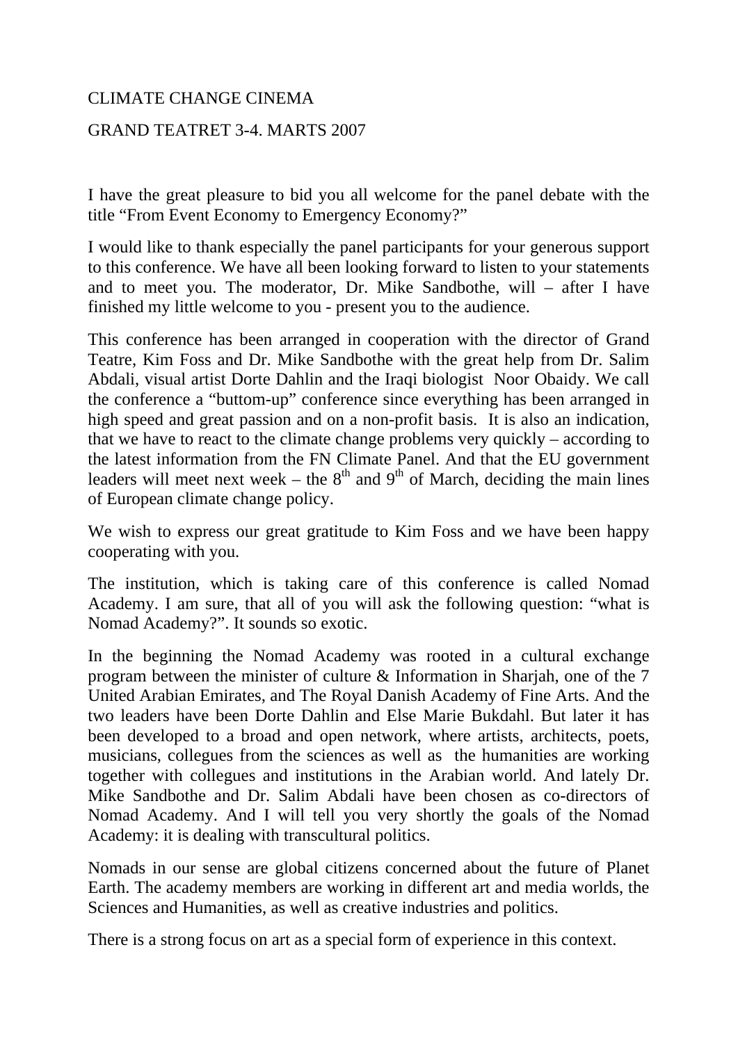CLIMATE CHANGE CINEMA

GRAND TEATRET 3-4. MARTS 2007

I have the great pleasure to bid you all welcome for the panel debate with the title "From Event Economy to Emergency Economy?"

I would like to thank especially the panel participants for your generous support to this conference. We have all been looking forward to listen to your statements and to meet you. The moderator, Dr. Mike Sandbothe, will – after I have finished my little welcome to you - present you to the audience.

This conference has been arranged in cooperation with the director of Grand Teatre, Kim Foss and Dr. Mike Sandbothe with the great help from Dr. Salim Abdali, visual artist Dorte Dahlin and the Iraqi biologist Noor Obaidy. We call the conference a "buttom-up" conference since everything has been arranged in high speed and great passion and on a non-profit basis. It is also an indication, that we have to react to the climate change problems very quickly – according to the latest information from the FN Climate Panel. And that the EU government leaders will meet next week – the 8th and 9th of March, deciding the main lines of European climate change policy.

We wish to express our great gratitude to Kim Foss and we have been happy cooperating with you.

The institution, which is taking care of this conference is called Nomad Academy. I am sure, that all of you will ask the following question: "what is Nomad Academy?". It sounds so exotic.

In the beginning the Nomad Academy was rooted in a cultural exchange program between the minister of culture & Information in Sharjah, one of the 7 United Arabian Emirates, and The Royal Danish Academy of Fine Arts. And the two leaders have been Dorte Dahlin and Else Marie Bukdahl. But later it has been developed to a broad and open network, where artists, architects, poets, musicians, collegues from the sciences as well as the humanities are working together with collegues and institutions in the Arabian world. And lately Dr. Mike Sandbothe and Dr. Salim Abdali have been chosen as co-directors of Nomad Academy. And I will tell you very shortly the goals of the Nomad Academy: it is dealing with transcultural politics.

Nomads in our sense are global citizens concerned about the future of Planet Earth. The academy members are working in different art and media worlds, the Sciences and Humanities, as well as creative industries and politics.

There is a strong focus on art as a special form of experience in this context.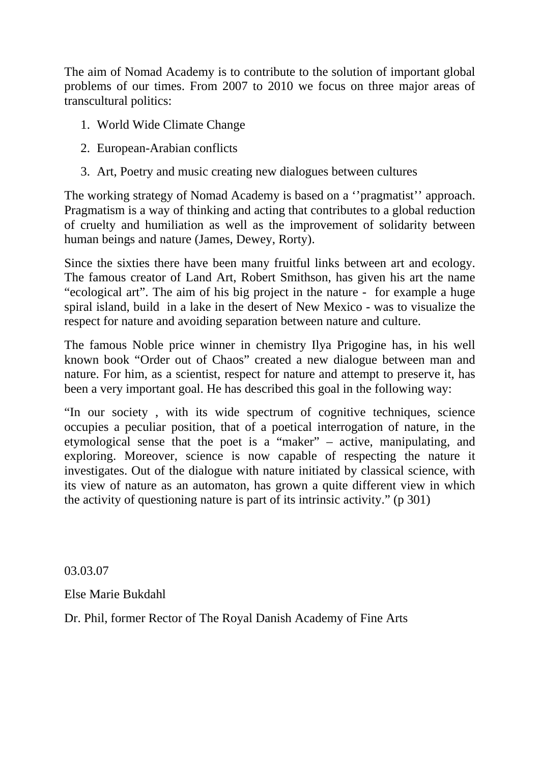The aim of Nomad Academy is to contribute to the solution of important global problems of our times. From 2007 to 2010 we focus on three major areas of transcultural politics:

1. World Wide Climate Change
2. European-Arabian conflicts
3. Art, Poetry and music creating new dialogues between cultures

The working strategy of Nomad Academy is based on a ‘’pragmatist’’ approach. Pragmatism is a way of thinking and acting that contributes to a global reduction of cruelty and humiliation as well as the improvement of solidarity between human beings and nature (James, Dewey, Rorty).

Since the sixties there have been many fruitful links between art and ecology. The famous creator of Land Art, Robert Smithson, has given his art the name “ecological art”. The aim of his big project in the nature - for example a huge spiral island, build in a lake in the desert of New Mexico - was to visualize the respect for nature and avoiding separation between nature and culture.

The famous Noble price winner in chemistry Ilya Prigogine has, in his well known book “Order out of Chaos” created a new dialogue between man and nature. For him, as a scientist, respect for nature and attempt to preserve it, has been a very important goal. He has described this goal in the following way:

“In our society , with its wide spectrum of cognitive techniques, science occupies a peculiar position, that of a poetical interrogation of nature, in the etymological sense that the poet is a “maker” – active, manipulating, and exploring. Moreover, science is now capable of respecting the nature it investigates. Out of the dialogue with nature initiated by classical science, with its view of nature as an automaton, has grown a quite different view in which the activity of questioning nature is part of its intrinsic activity.” (p 301)

03.03.07

Else Marie Bukdahl

Dr. Phil, former Rector of The Royal Danish Academy of Fine Arts